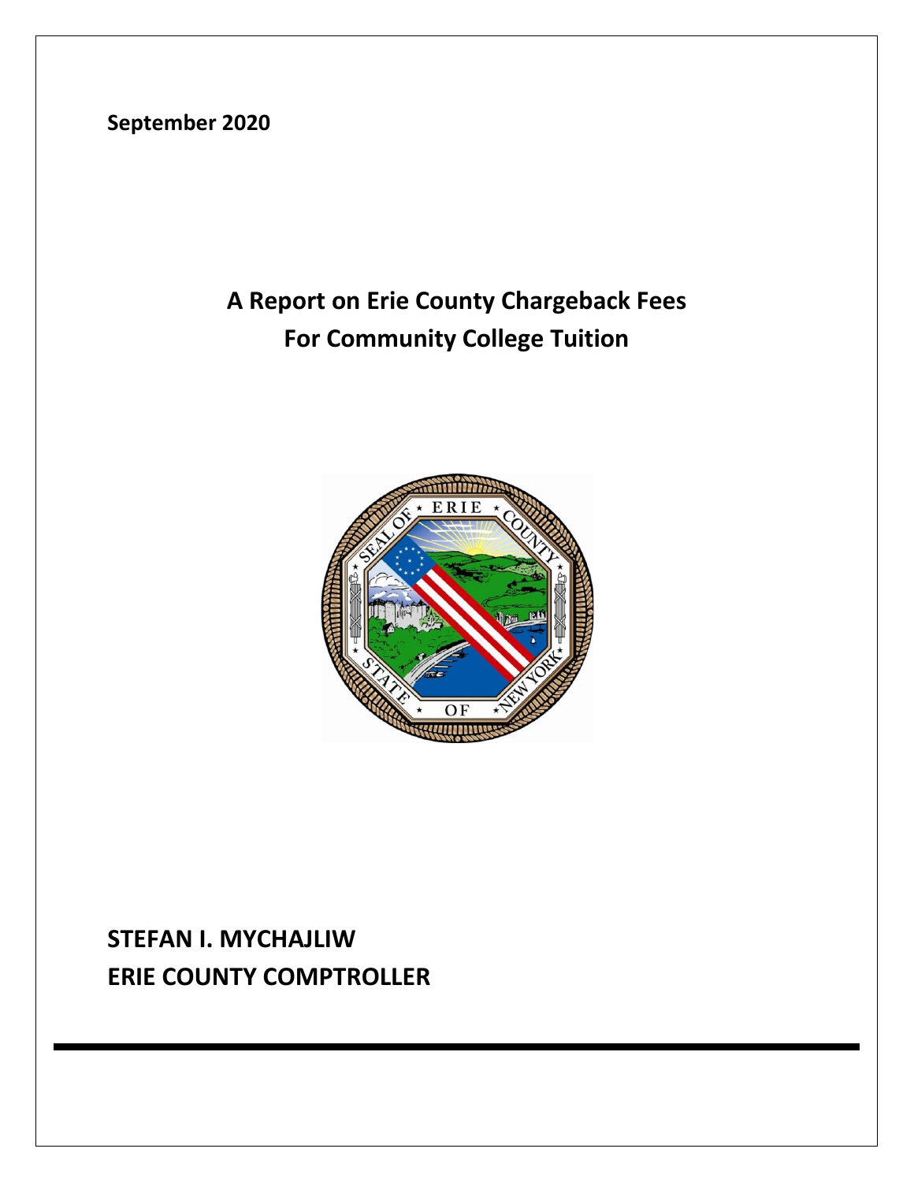**September 2020**

# A Report on Erie County Chargeback Fees For Community College Tuition

**STEFAN I. MYCHAJLIW**
**ERIE COUNTY COMPTROLLER**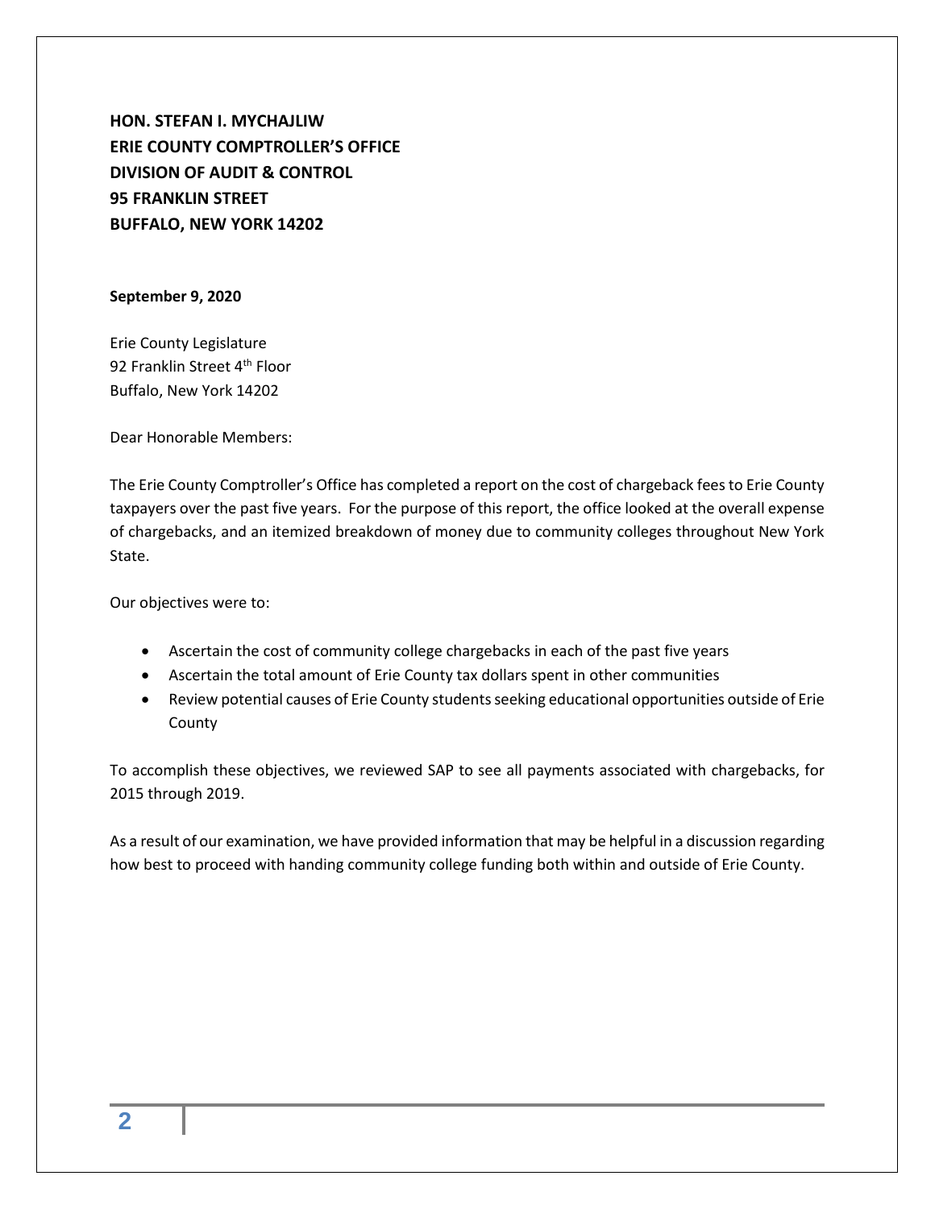**HON. STEFAN I. MYCHAJLIW**
**ERIE COUNTY COMPTROLLER'S OFFICE**
**DIVISION OF AUDIT & CONTROL**
**95 FRANKLIN STREET**
**BUFFALO, NEW YORK 14202**

**September 9, 2020**

Erie County Legislature
92 Franklin Street 4th Floor
Buffalo, New York 14202

Dear Honorable Members:

The Erie County Comptroller's Office has completed a report on the cost of chargeback fees to Erie County taxpayers over the past five years. For the purpose of this report, the office looked at the overall expense of chargebacks, and an itemized breakdown of money due to community colleges throughout New York State.

Our objectives were to:

- Ascertain the cost of community college chargebacks in each of the past five years
- Ascertain the total amount of Erie County tax dollars spent in other communities
- Review potential causes of Erie County students seeking educational opportunities outside of Erie County

To accomplish these objectives, we reviewed SAP to see all payments associated with chargebacks, for 2015 through 2019.

As a result of our examination, we have provided information that may be helpful in a discussion regarding how best to proceed with handing community college funding both within and outside of Erie County.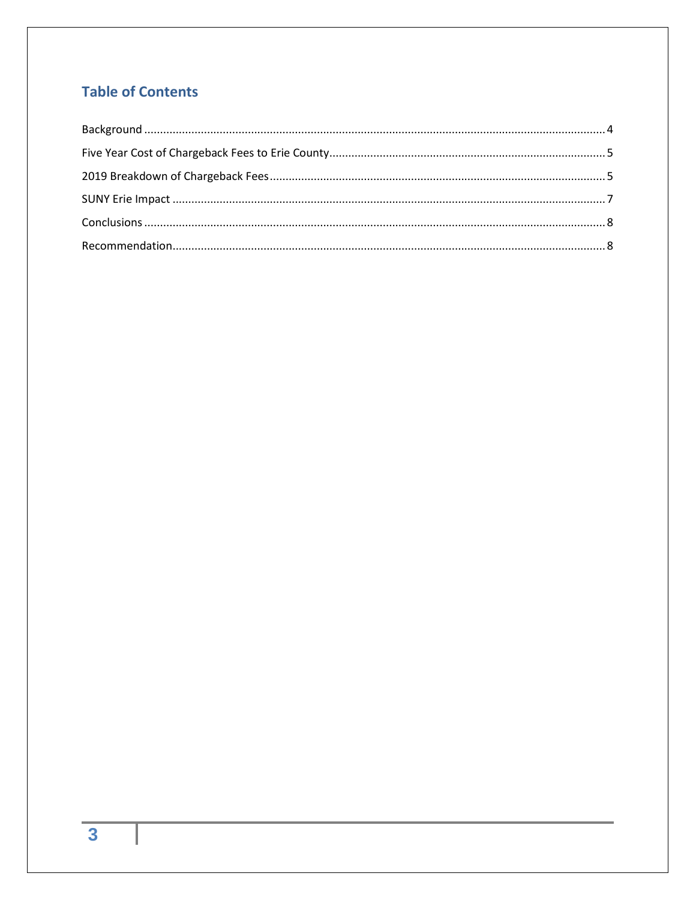## Table of Contents

Background .......... 4

Five Year Cost of Chargeback Fees to Erie County .......... 5

2019 Breakdown of Chargeback Fees .......... 5

SUNY Erie Impact .......... 7

Conclusions .......... 8

Recommendation .......... 8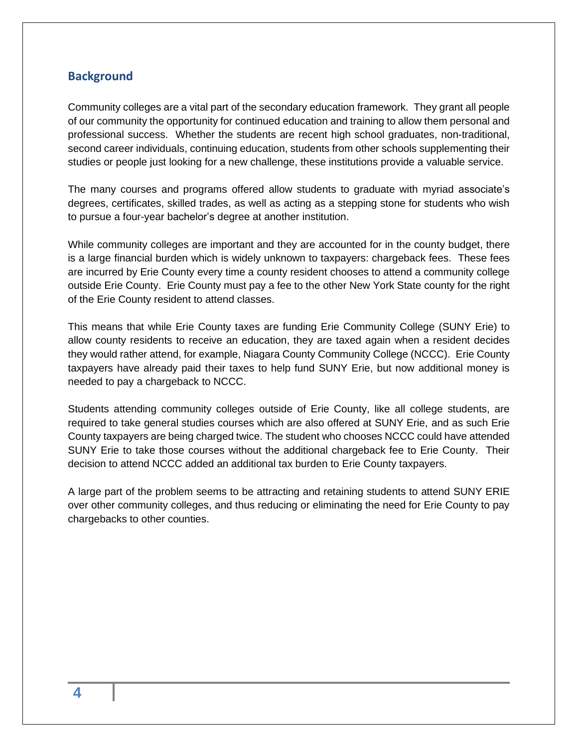## Background

Community colleges are a vital part of the secondary education framework. They grant all people of our community the opportunity for continued education and training to allow them personal and professional success. Whether the students are recent high school graduates, non-traditional, second career individuals, continuing education, students from other schools supplementing their studies or people just looking for a new challenge, these institutions provide a valuable service.

The many courses and programs offered allow students to graduate with myriad associate's degrees, certificates, skilled trades, as well as acting as a stepping stone for students who wish to pursue a four-year bachelor's degree at another institution.

While community colleges are important and they are accounted for in the county budget, there is a large financial burden which is widely unknown to taxpayers: chargeback fees. These fees are incurred by Erie County every time a county resident chooses to attend a community college outside Erie County. Erie County must pay a fee to the other New York State county for the right of the Erie County resident to attend classes.

This means that while Erie County taxes are funding Erie Community College (SUNY Erie) to allow county residents to receive an education, they are taxed again when a resident decides they would rather attend, for example, Niagara County Community College (NCCC). Erie County taxpayers have already paid their taxes to help fund SUNY Erie, but now additional money is needed to pay a chargeback to NCCC.

Students attending community colleges outside of Erie County, like all college students, are required to take general studies courses which are also offered at SUNY Erie, and as such Erie County taxpayers are being charged twice. The student who chooses NCCC could have attended SUNY Erie to take those courses without the additional chargeback fee to Erie County. Their decision to attend NCCC added an additional tax burden to Erie County taxpayers.

A large part of the problem seems to be attracting and retaining students to attend SUNY ERIE over other community colleges, and thus reducing or eliminating the need for Erie County to pay chargebacks to other counties.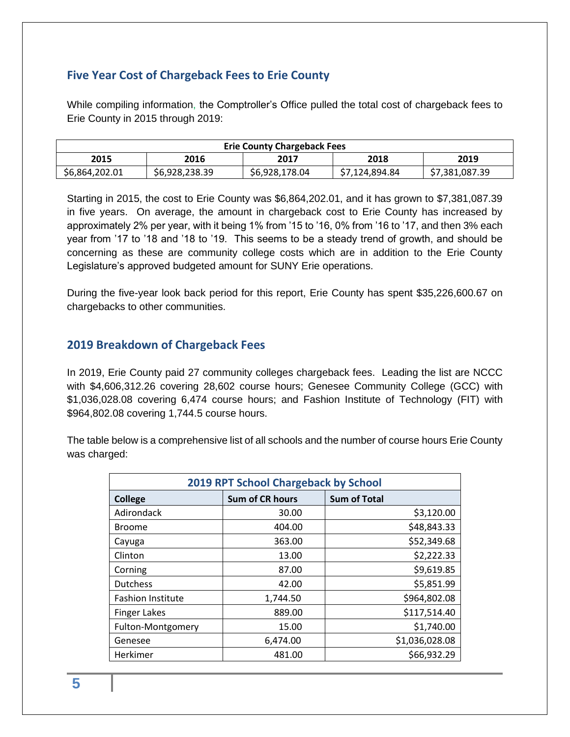## Five Year Cost of Chargeback Fees to Erie County

While compiling information, the Comptroller's Office pulled the total cost of chargeback fees to Erie County in 2015 through 2019:

| Erie County Chargeback Fees | | | | |
|---|---|---|---|---|
| **2015** | **2016** | **2017** | **2018** | **2019** |
| $6,864,202.01 | $6,928,238.39 | $6,928,178.04 | $7,124,894.84 | $7,381,087.39 |

Starting in 2015, the cost to Erie County was $6,864,202.01, and it has grown to $7,381,087.39 in five years. On average, the amount in chargeback cost to Erie County has increased by approximately 2% per year, with it being 1% from '15 to '16, 0% from '16 to '17, and then 3% each year from '17 to '18 and '18 to '19. This seems to be a steady trend of growth, and should be concerning as these are community college costs which are in addition to the Erie County Legislature's approved budgeted amount for SUNY Erie operations.

During the five-year look back period for this report, Erie County has spent $35,226,600.67 on chargebacks to other communities.

## 2019 Breakdown of Chargeback Fees

In 2019, Erie County paid 27 community colleges chargeback fees. Leading the list are NCCC with $4,606,312.26 covering 28,602 course hours; Genesee Community College (GCC) with $1,036,028.08 covering 6,474 course hours; and Fashion Institute of Technology (FIT) with $964,802.08 covering 1,744.5 course hours.

The table below is a comprehensive list of all schools and the number of course hours Erie County was charged:

| 2019 RPT School Chargeback by School | | |
|---|---|---|
| **College** | **Sum of CR hours** | **Sum of Total** |
| Adirondack | 30.00 | $3,120.00 |
| Broome | 404.00 | $48,843.33 |
| Cayuga | 363.00 | $52,349.68 |
| Clinton | 13.00 | $2,222.33 |
| Corning | 87.00 | $9,619.85 |
| Dutchess | 42.00 | $5,851.99 |
| Fashion Institute | 1,744.50 | $964,802.08 |
| Finger Lakes | 889.00 | $117,514.40 |
| Fulton-Montgomery | 15.00 | $1,740.00 |
| Genesee | 6,474.00 | $1,036,028.08 |
| Herkimer | 481.00 | $66,932.29 |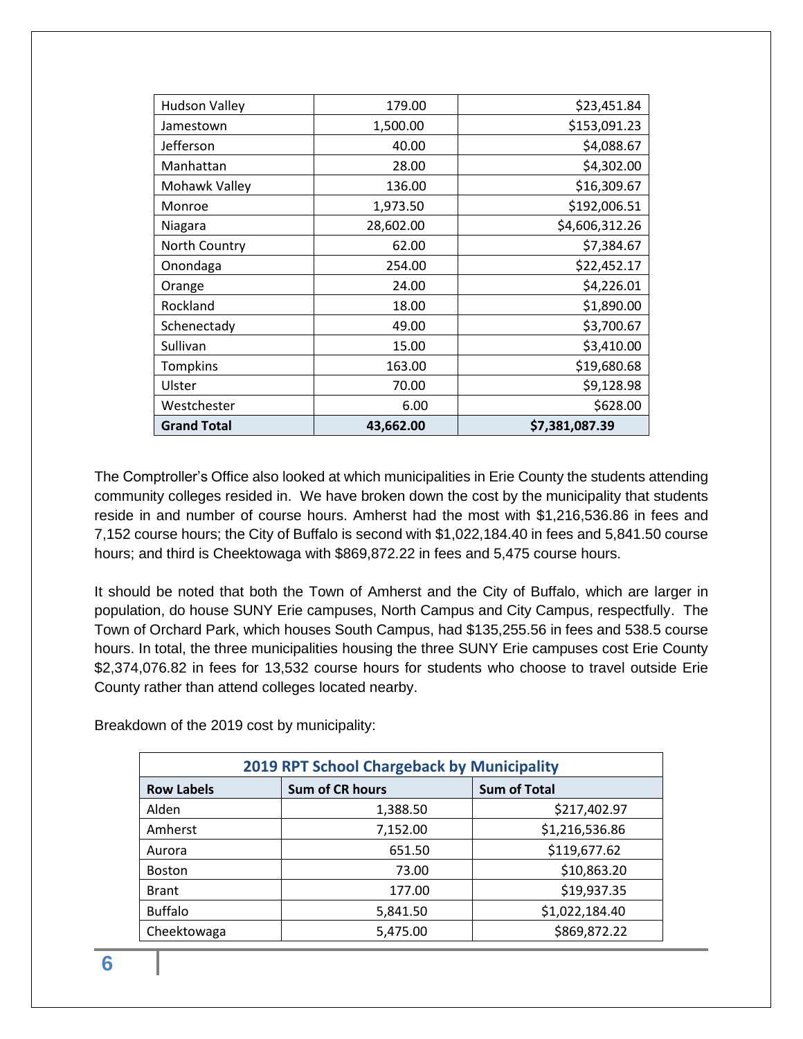| Hudson Valley | 179.00 | $23,451.84 |
|---|---|---|
| Jamestown | 1,500.00 | $153,091.23 |
| Jefferson | 40.00 | $4,088.67 |
| Manhattan | 28.00 | $4,302.00 |
| Mohawk Valley | 136.00 | $16,309.67 |
| Monroe | 1,973.50 | $192,006.51 |
| Niagara | 28,602.00 | $4,606,312.26 |
| North Country | 62.00 | $7,384.67 |
| Onondaga | 254.00 | $22,452.17 |
| Orange | 24.00 | $4,226.01 |
| Rockland | 18.00 | $1,890.00 |
| Schenectady | 49.00 | $3,700.67 |
| Sullivan | 15.00 | $3,410.00 |
| Tompkins | 163.00 | $19,680.68 |
| Ulster | 70.00 | $9,128.98 |
| Westchester | 6.00 | $628.00 |
| **Grand Total** | **43,662.00** | **$7,381,087.39** |

The Comptroller's Office also looked at which municipalities in Erie County the students attending community colleges resided in. We have broken down the cost by the municipality that students reside in and number of course hours. Amherst had the most with $1,216,536.86 in fees and 7,152 course hours; the City of Buffalo is second with $1,022,184.40 in fees and 5,841.50 course hours; and third is Cheektowaga with $869,872.22 in fees and 5,475 course hours.

It should be noted that both the Town of Amherst and the City of Buffalo, which are larger in population, do house SUNY Erie campuses, North Campus and City Campus, respectfully. The Town of Orchard Park, which houses South Campus, had $135,255.56 in fees and 538.5 course hours. In total, the three municipalities housing the three SUNY Erie campuses cost Erie County $2,374,076.82 in fees for 13,532 course hours for students who choose to travel outside Erie County rather than attend colleges located nearby.

Breakdown of the 2019 cost by municipality:

**2019 RPT School Chargeback by Municipality**

| Row Labels | Sum of CR hours | Sum of Total |
|---|---|---|
| Alden | 1,388.50 | $217,402.97 |
| Amherst | 7,152.00 | $1,216,536.86 |
| Aurora | 651.50 | $119,677.62 |
| Boston | 73.00 | $10,863.20 |
| Brant | 177.00 | $19,937.35 |
| Buffalo | 5,841.50 | $1,022,184.40 |
| Cheektowaga | 5,475.00 | $869,872.22 |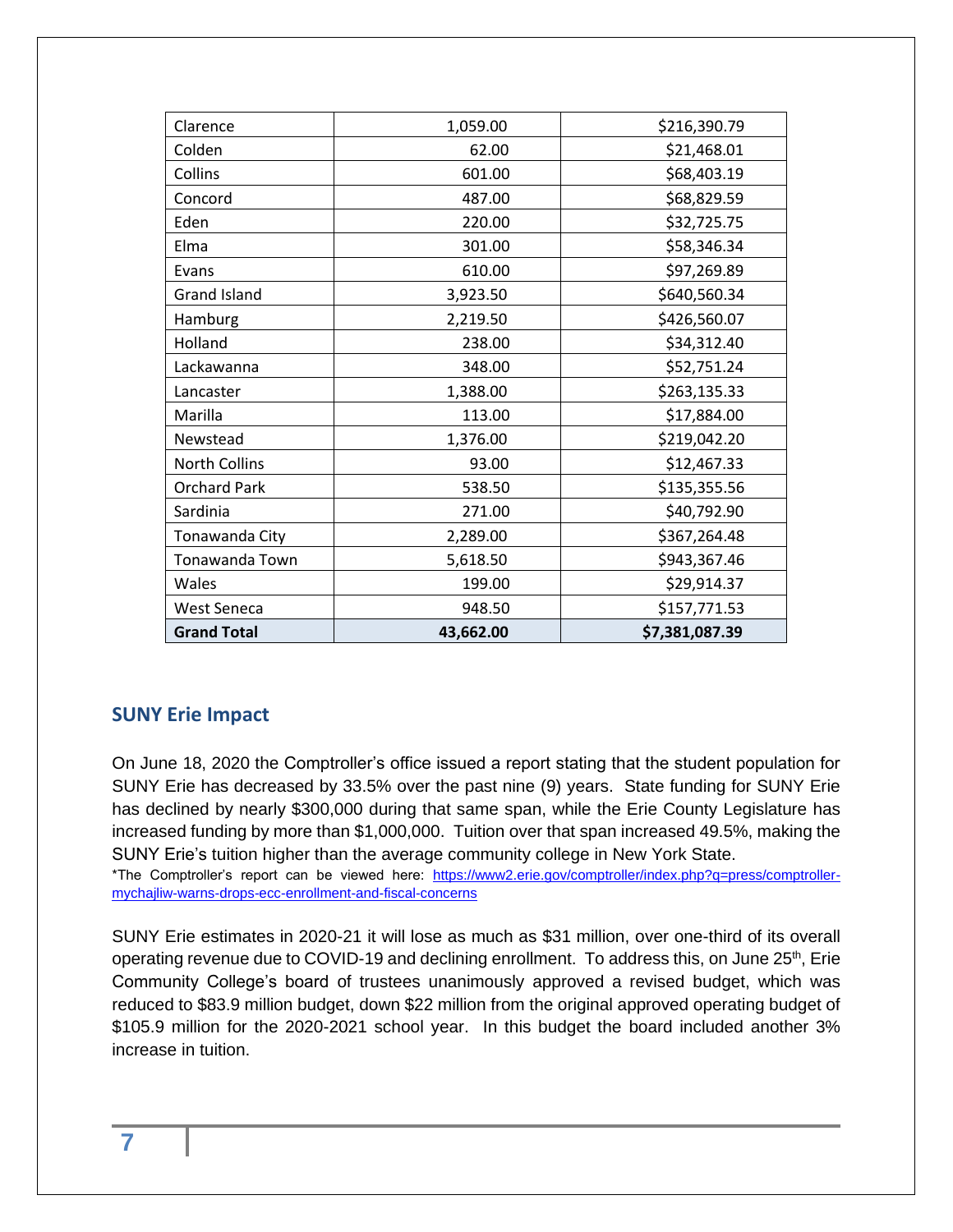| Clarence | 1,059.00 | $216,390.79 |
|---|---|---|
| Colden | 62.00 | $21,468.01 |
| Collins | 601.00 | $68,403.19 |
| Concord | 487.00 | $68,829.59 |
| Eden | 220.00 | $32,725.75 |
| Elma | 301.00 | $58,346.34 |
| Evans | 610.00 | $97,269.89 |
| Grand Island | 3,923.50 | $640,560.34 |
| Hamburg | 2,219.50 | $426,560.07 |
| Holland | 238.00 | $34,312.40 |
| Lackawanna | 348.00 | $52,751.24 |
| Lancaster | 1,388.00 | $263,135.33 |
| Marilla | 113.00 | $17,884.00 |
| Newstead | 1,376.00 | $219,042.20 |
| North Collins | 93.00 | $12,467.33 |
| Orchard Park | 538.50 | $135,355.56 |
| Sardinia | 271.00 | $40,792.90 |
| Tonawanda City | 2,289.00 | $367,264.48 |
| Tonawanda Town | 5,618.50 | $943,367.46 |
| Wales | 199.00 | $29,914.37 |
| West Seneca | 948.50 | $157,771.53 |
| **Grand Total** | **43,662.00** | **$7,381,087.39** |

## SUNY Erie Impact

On June 18, 2020 the Comptroller's office issued a report stating that the student population for SUNY Erie has decreased by 33.5% over the past nine (9) years. State funding for SUNY Erie has declined by nearly $300,000 during that same span, while the Erie County Legislature has increased funding by more than $1,000,000. Tuition over that span increased 49.5%, making the SUNY Erie's tuition higher than the average community college in New York State.

*The Comptroller's report can be viewed here: https://www2.erie.gov/comptroller/index.php?q=press/comptroller-mychajliw-warns-drops-ecc-enrollment-and-fiscal-concerns

SUNY Erie estimates in 2020-21 it will lose as much as $31 million, over one-third of its overall operating revenue due to COVID-19 and declining enrollment. To address this, on June 25th, Erie Community College's board of trustees unanimously approved a revised budget, which was reduced to $83.9 million budget, down $22 million from the original approved operating budget of $105.9 million for the 2020-2021 school year. In this budget the board included another 3% increase in tuition.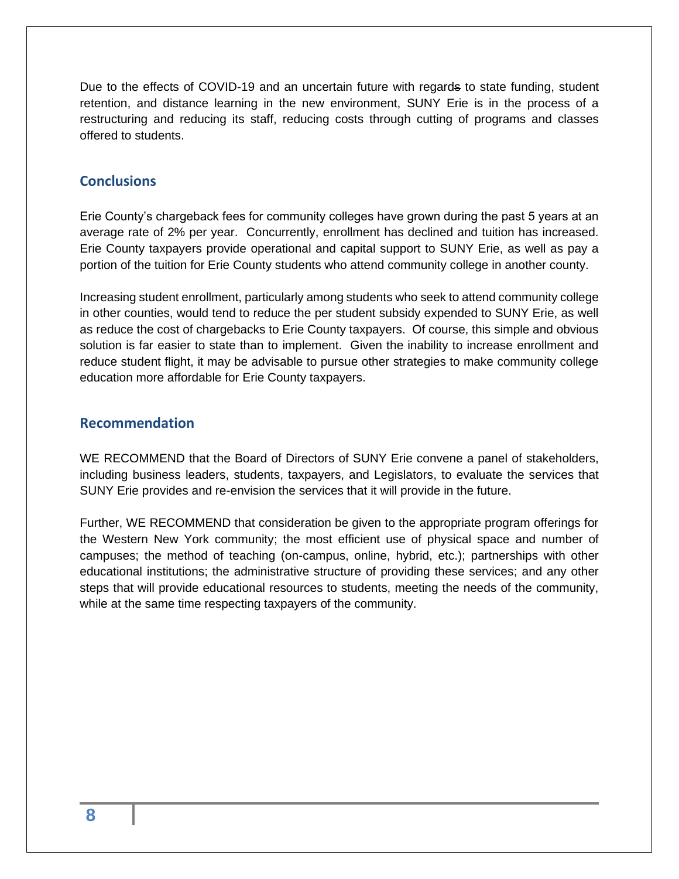Due to the effects of COVID-19 and an uncertain future with regards to state funding, student retention, and distance learning in the new environment, SUNY Erie is in the process of a restructuring and reducing its staff, reducing costs through cutting of programs and classes offered to students.

## Conclusions

Erie County's chargeback fees for community colleges have grown during the past 5 years at an average rate of 2% per year. Concurrently, enrollment has declined and tuition has increased. Erie County taxpayers provide operational and capital support to SUNY Erie, as well as pay a portion of the tuition for Erie County students who attend community college in another county.

Increasing student enrollment, particularly among students who seek to attend community college in other counties, would tend to reduce the per student subsidy expended to SUNY Erie, as well as reduce the cost of chargebacks to Erie County taxpayers. Of course, this simple and obvious solution is far easier to state than to implement. Given the inability to increase enrollment and reduce student flight, it may be advisable to pursue other strategies to make community college education more affordable for Erie County taxpayers.

## Recommendation

WE RECOMMEND that the Board of Directors of SUNY Erie convene a panel of stakeholders, including business leaders, students, taxpayers, and Legislators, to evaluate the services that SUNY Erie provides and re-envision the services that it will provide in the future.

Further, WE RECOMMEND that consideration be given to the appropriate program offerings for the Western New York community; the most efficient use of physical space and number of campuses; the method of teaching (on-campus, online, hybrid, etc.); partnerships with other educational institutions; the administrative structure of providing these services; and any other steps that will provide educational resources to students, meeting the needs of the community, while at the same time respecting taxpayers of the community.